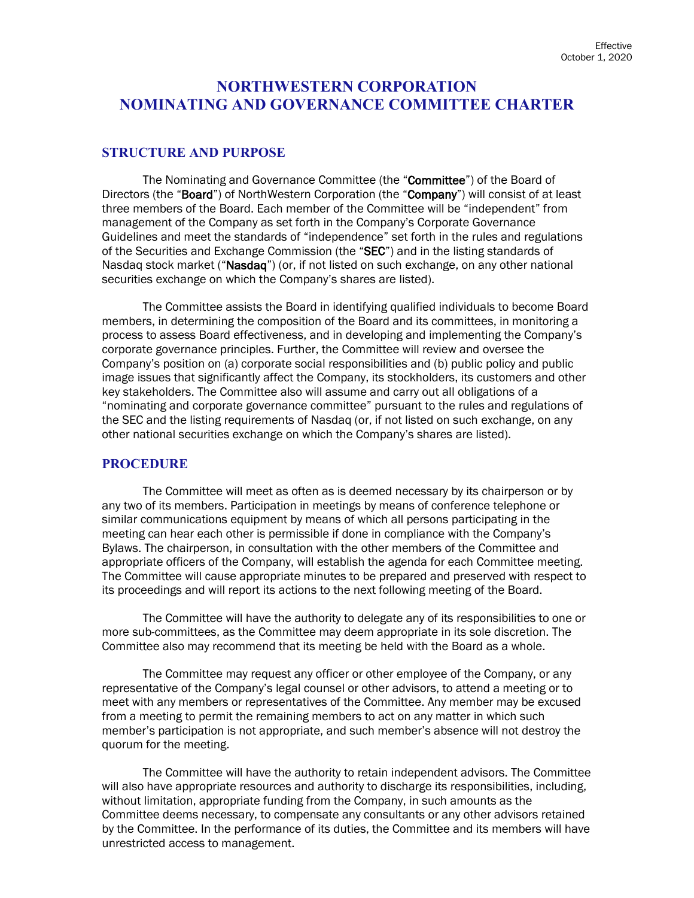Effective
October 1, 2020

# NORTHWESTERN CORPORATION
# NOMINATING AND GOVERNANCE COMMITTEE CHARTER

## STRUCTURE AND PURPOSE

The Nominating and Governance Committee (the "**Committee**") of the Board of Directors (the "**Board**") of NorthWestern Corporation (the "**Company**") will consist of at least three members of the Board. Each member of the Committee will be "independent" from management of the Company as set forth in the Company's Corporate Governance Guidelines and meet the standards of "independence" set forth in the rules and regulations of the Securities and Exchange Commission (the "**SEC**") and in the listing standards of Nasdaq stock market ("**Nasdaq**") (or, if not listed on such exchange, on any other national securities exchange on which the Company's shares are listed).

The Committee assists the Board in identifying qualified individuals to become Board members, in determining the composition of the Board and its committees, in monitoring a process to assess Board effectiveness, and in developing and implementing the Company's corporate governance principles. Further, the Committee will review and oversee the Company's position on (a) corporate social responsibilities and (b) public policy and public image issues that significantly affect the Company, its stockholders, its customers and other key stakeholders. The Committee also will assume and carry out all obligations of a "nominating and corporate governance committee" pursuant to the rules and regulations of the SEC and the listing requirements of Nasdaq (or, if not listed on such exchange, on any other national securities exchange on which the Company's shares are listed).

## PROCEDURE

The Committee will meet as often as is deemed necessary by its chairperson or by any two of its members. Participation in meetings by means of conference telephone or similar communications equipment by means of which all persons participating in the meeting can hear each other is permissible if done in compliance with the Company's Bylaws. The chairperson, in consultation with the other members of the Committee and appropriate officers of the Company, will establish the agenda for each Committee meeting. The Committee will cause appropriate minutes to be prepared and preserved with respect to its proceedings and will report its actions to the next following meeting of the Board.

The Committee will have the authority to delegate any of its responsibilities to one or more sub-committees, as the Committee may deem appropriate in its sole discretion. The Committee also may recommend that its meeting be held with the Board as a whole.

The Committee may request any officer or other employee of the Company, or any representative of the Company's legal counsel or other advisors, to attend a meeting or to meet with any members or representatives of the Committee. Any member may be excused from a meeting to permit the remaining members to act on any matter in which such member's participation is not appropriate, and such member's absence will not destroy the quorum for the meeting.

The Committee will have the authority to retain independent advisors. The Committee will also have appropriate resources and authority to discharge its responsibilities, including, without limitation, appropriate funding from the Company, in such amounts as the Committee deems necessary, to compensate any consultants or any other advisors retained by the Committee. In the performance of its duties, the Committee and its members will have unrestricted access to management.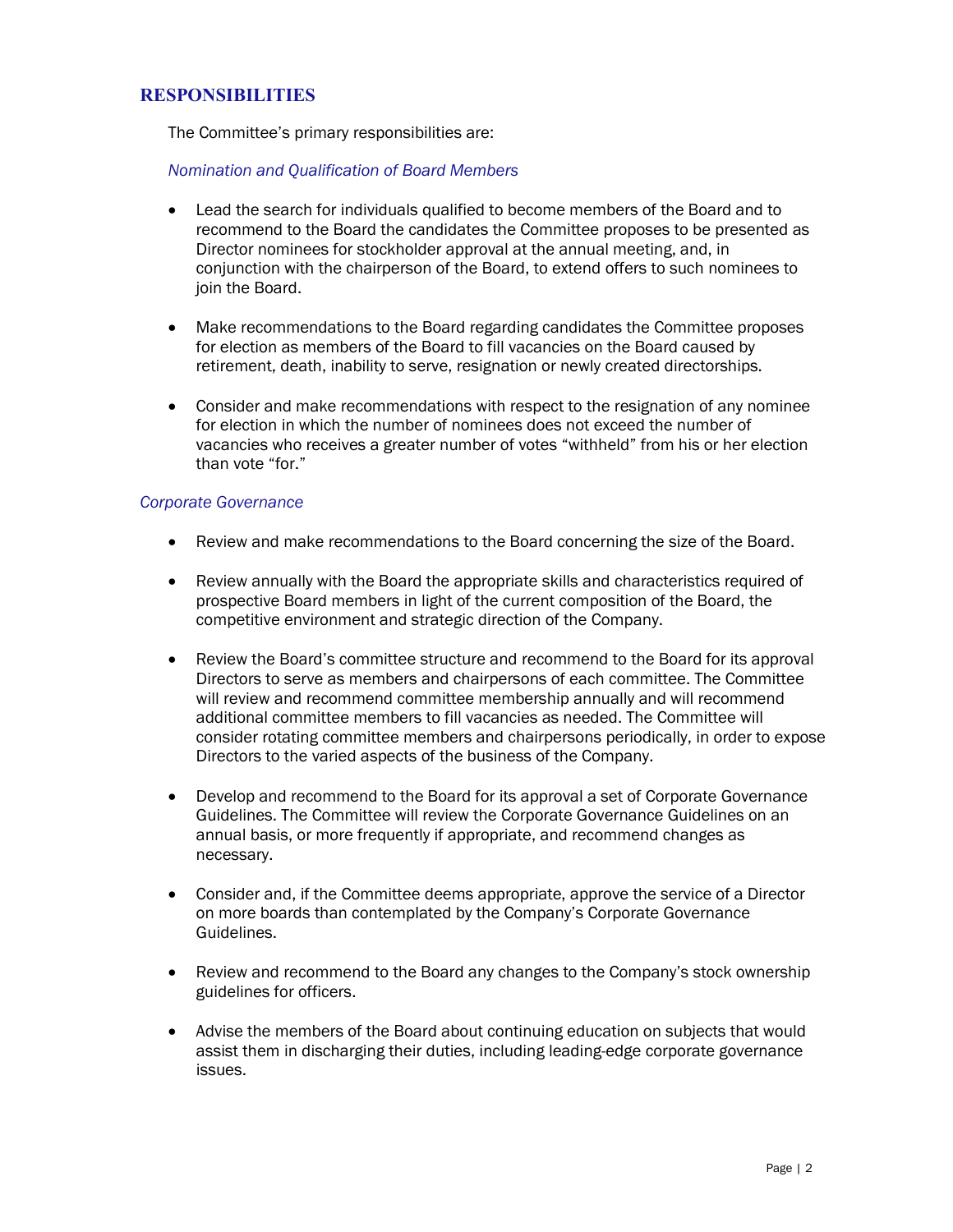## RESPONSIBILITIES

The Committee's primary responsibilities are:

### *Nomination and Qualification of Board Members*

- Lead the search for individuals qualified to become members of the Board and to recommend to the Board the candidates the Committee proposes to be presented as Director nominees for stockholder approval at the annual meeting, and, in conjunction with the chairperson of the Board, to extend offers to such nominees to join the Board.

- Make recommendations to the Board regarding candidates the Committee proposes for election as members of the Board to fill vacancies on the Board caused by retirement, death, inability to serve, resignation or newly created directorships.

- Consider and make recommendations with respect to the resignation of any nominee for election in which the number of nominees does not exceed the number of vacancies who receives a greater number of votes "withheld" from his or her election than vote "for."

### *Corporate Governance*

- Review and make recommendations to the Board concerning the size of the Board.

- Review annually with the Board the appropriate skills and characteristics required of prospective Board members in light of the current composition of the Board, the competitive environment and strategic direction of the Company.

- Review the Board's committee structure and recommend to the Board for its approval Directors to serve as members and chairpersons of each committee. The Committee will review and recommend committee membership annually and will recommend additional committee members to fill vacancies as needed. The Committee will consider rotating committee members and chairpersons periodically, in order to expose Directors to the varied aspects of the business of the Company.

- Develop and recommend to the Board for its approval a set of Corporate Governance Guidelines. The Committee will review the Corporate Governance Guidelines on an annual basis, or more frequently if appropriate, and recommend changes as necessary.

- Consider and, if the Committee deems appropriate, approve the service of a Director on more boards than contemplated by the Company's Corporate Governance Guidelines.

- Review and recommend to the Board any changes to the Company's stock ownership guidelines for officers.

- Advise the members of the Board about continuing education on subjects that would assist them in discharging their duties, including leading-edge corporate governance issues.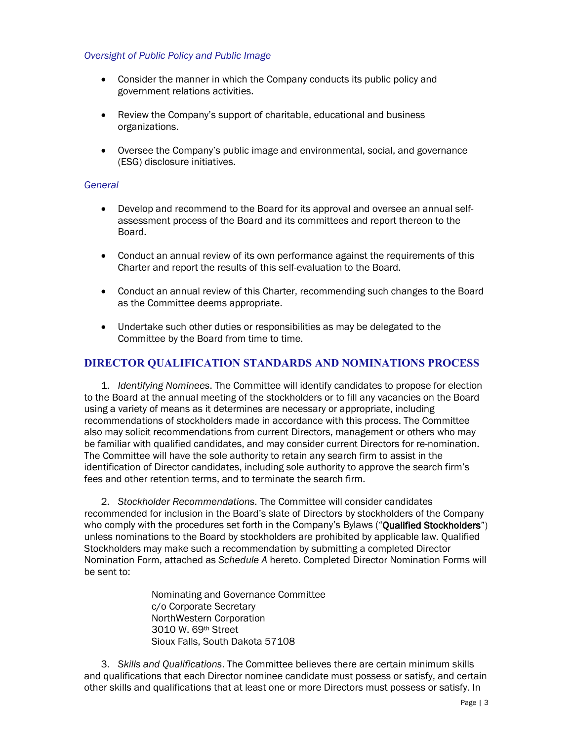*Oversight of Public Policy and Public Image*

- Consider the manner in which the Company conducts its public policy and government relations activities.
- Review the Company's support of charitable, educational and business organizations.
- Oversee the Company's public image and environmental, social, and governance (ESG) disclosure initiatives.

*General*

- Develop and recommend to the Board for its approval and oversee an annual self-assessment process of the Board and its committees and report thereon to the Board.
- Conduct an annual review of its own performance against the requirements of this Charter and report the results of this self-evaluation to the Board.
- Conduct an annual review of this Charter, recommending such changes to the Board as the Committee deems appropriate.
- Undertake such other duties or responsibilities as may be delegated to the Committee by the Board from time to time.

## DIRECTOR QUALIFICATION STANDARDS AND NOMINATIONS PROCESS

1. *Identifying Nominees*. The Committee will identify candidates to propose for election to the Board at the annual meeting of the stockholders or to fill any vacancies on the Board using a variety of means as it determines are necessary or appropriate, including recommendations of stockholders made in accordance with this process. The Committee also may solicit recommendations from current Directors, management or others who may be familiar with qualified candidates, and may consider current Directors for re-nomination. The Committee will have the sole authority to retain any search firm to assist in the identification of Director candidates, including sole authority to approve the search firm's fees and other retention terms, and to terminate the search firm.

2. *Stockholder Recommendations*. The Committee will consider candidates recommended for inclusion in the Board's slate of Directors by stockholders of the Company who comply with the procedures set forth in the Company's Bylaws ("**Qualified Stockholders**") unless nominations to the Board by stockholders are prohibited by applicable law. Qualified Stockholders may make such a recommendation by submitting a completed Director Nomination Form, attached as *Schedule A* hereto. Completed Director Nomination Forms will be sent to:

   Nominating and Governance Committee
   c/o Corporate Secretary
   NorthWestern Corporation
   3010 W. 69th Street
   Sioux Falls, South Dakota 57108

3. *Skills and Qualifications*. The Committee believes there are certain minimum skills and qualifications that each Director nominee candidate must possess or satisfy, and certain other skills and qualifications that at least one or more Directors must possess or satisfy. In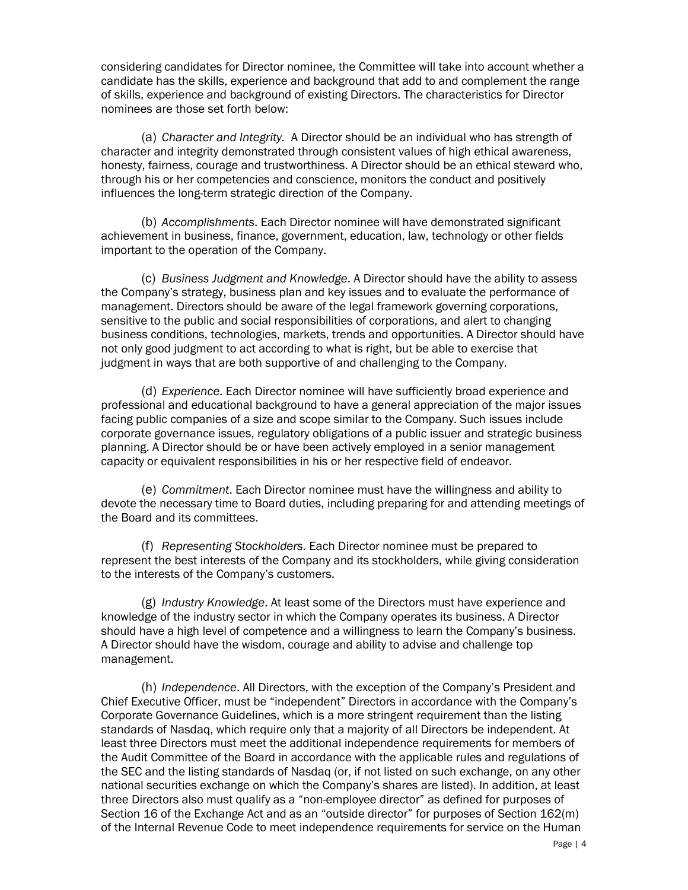considering candidates for Director nominee, the Committee will take into account whether a candidate has the skills, experience and background that add to and complement the range of skills, experience and background of existing Directors. The characteristics for Director nominees are those set forth below:

(a) *Character and Integrity.* A Director should be an individual who has strength of character and integrity demonstrated through consistent values of high ethical awareness, honesty, fairness, courage and trustworthiness. A Director should be an ethical steward who, through his or her competencies and conscience, monitors the conduct and positively influences the long-term strategic direction of the Company.

(b) *Accomplishments*. Each Director nominee will have demonstrated significant achievement in business, finance, government, education, law, technology or other fields important to the operation of the Company.

(c) *Business Judgment and Knowledge*. A Director should have the ability to assess the Company's strategy, business plan and key issues and to evaluate the performance of management. Directors should be aware of the legal framework governing corporations, sensitive to the public and social responsibilities of corporations, and alert to changing business conditions, technologies, markets, trends and opportunities. A Director should have not only good judgment to act according to what is right, but be able to exercise that judgment in ways that are both supportive of and challenging to the Company.

(d) *Experience*. Each Director nominee will have sufficiently broad experience and professional and educational background to have a general appreciation of the major issues facing public companies of a size and scope similar to the Company. Such issues include corporate governance issues, regulatory obligations of a public issuer and strategic business planning. A Director should be or have been actively employed in a senior management capacity or equivalent responsibilities in his or her respective field of endeavor.

(e) *Commitment*. Each Director nominee must have the willingness and ability to devote the necessary time to Board duties, including preparing for and attending meetings of the Board and its committees.

(f) *Representing Stockholders*. Each Director nominee must be prepared to represent the best interests of the Company and its stockholders, while giving consideration to the interests of the Company's customers.

(g) *Industry Knowledge*. At least some of the Directors must have experience and knowledge of the industry sector in which the Company operates its business. A Director should have a high level of competence and a willingness to learn the Company's business. A Director should have the wisdom, courage and ability to advise and challenge top management.

(h) *Independence*. All Directors, with the exception of the Company's President and Chief Executive Officer, must be "independent" Directors in accordance with the Company's Corporate Governance Guidelines, which is a more stringent requirement than the listing standards of Nasdaq, which require only that a majority of all Directors be independent. At least three Directors must meet the additional independence requirements for members of the Audit Committee of the Board in accordance with the applicable rules and regulations of the SEC and the listing standards of Nasdaq (or, if not listed on such exchange, on any other national securities exchange on which the Company's shares are listed). In addition, at least three Directors also must qualify as a "non-employee director" as defined for purposes of Section 16 of the Exchange Act and as an "outside director" for purposes of Section 162(m) of the Internal Revenue Code to meet independence requirements for service on the Human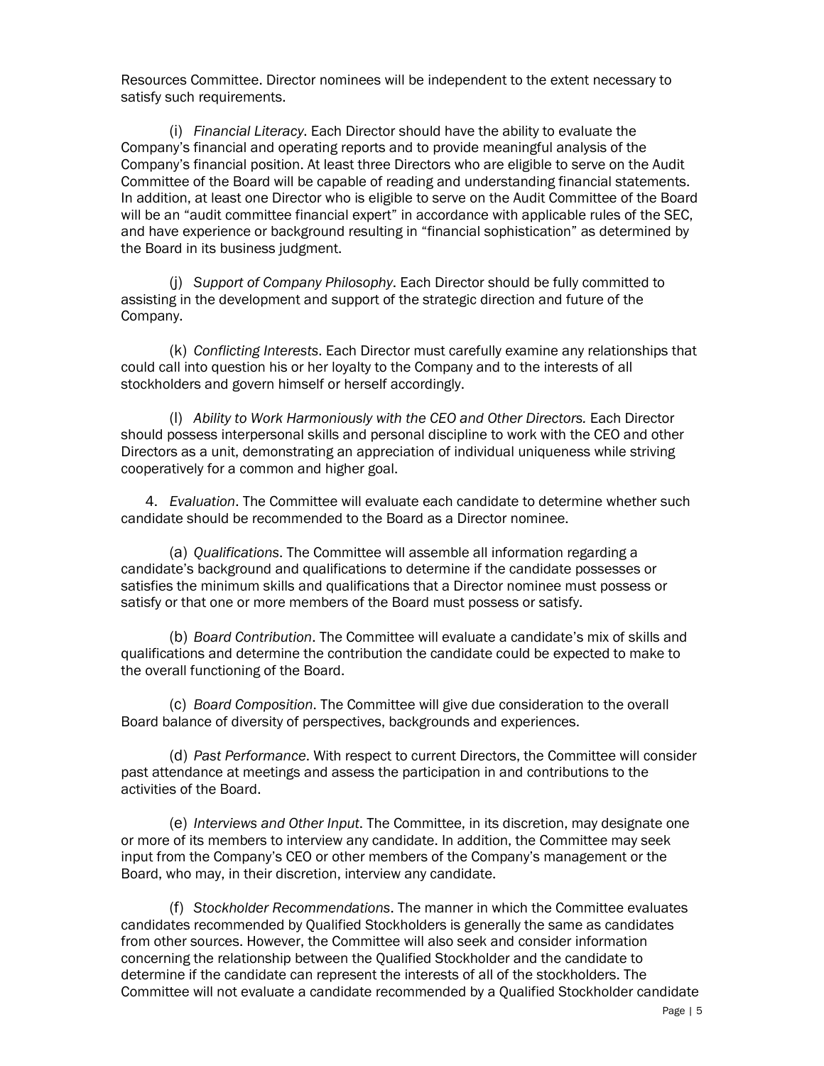Resources Committee. Director nominees will be independent to the extent necessary to satisfy such requirements.

(i) *Financial Literacy*. Each Director should have the ability to evaluate the Company's financial and operating reports and to provide meaningful analysis of the Company's financial position. At least three Directors who are eligible to serve on the Audit Committee of the Board will be capable of reading and understanding financial statements. In addition, at least one Director who is eligible to serve on the Audit Committee of the Board will be an "audit committee financial expert" in accordance with applicable rules of the SEC, and have experience or background resulting in "financial sophistication" as determined by the Board in its business judgment.

(j) *Support of Company Philosophy*. Each Director should be fully committed to assisting in the development and support of the strategic direction and future of the Company.

(k) *Conflicting Interests*. Each Director must carefully examine any relationships that could call into question his or her loyalty to the Company and to the interests of all stockholders and govern himself or herself accordingly.

(l) *Ability to Work Harmoniously with the CEO and Other Directors.* Each Director should possess interpersonal skills and personal discipline to work with the CEO and other Directors as a unit, demonstrating an appreciation of individual uniqueness while striving cooperatively for a common and higher goal.

4. *Evaluation*. The Committee will evaluate each candidate to determine whether such candidate should be recommended to the Board as a Director nominee.

(a) *Qualifications*. The Committee will assemble all information regarding a candidate's background and qualifications to determine if the candidate possesses or satisfies the minimum skills and qualifications that a Director nominee must possess or satisfy or that one or more members of the Board must possess or satisfy.

(b) *Board Contribution*. The Committee will evaluate a candidate's mix of skills and qualifications and determine the contribution the candidate could be expected to make to the overall functioning of the Board.

(c) *Board Composition*. The Committee will give due consideration to the overall Board balance of diversity of perspectives, backgrounds and experiences.

(d) *Past Performance*. With respect to current Directors, the Committee will consider past attendance at meetings and assess the participation in and contributions to the activities of the Board.

(e) *Interviews and Other Input*. The Committee, in its discretion, may designate one or more of its members to interview any candidate. In addition, the Committee may seek input from the Company's CEO or other members of the Company's management or the Board, who may, in their discretion, interview any candidate.

(f) *Stockholder Recommendations*. The manner in which the Committee evaluates candidates recommended by Qualified Stockholders is generally the same as candidates from other sources. However, the Committee will also seek and consider information concerning the relationship between the Qualified Stockholder and the candidate to determine if the candidate can represent the interests of all of the stockholders. The Committee will not evaluate a candidate recommended by a Qualified Stockholder candidate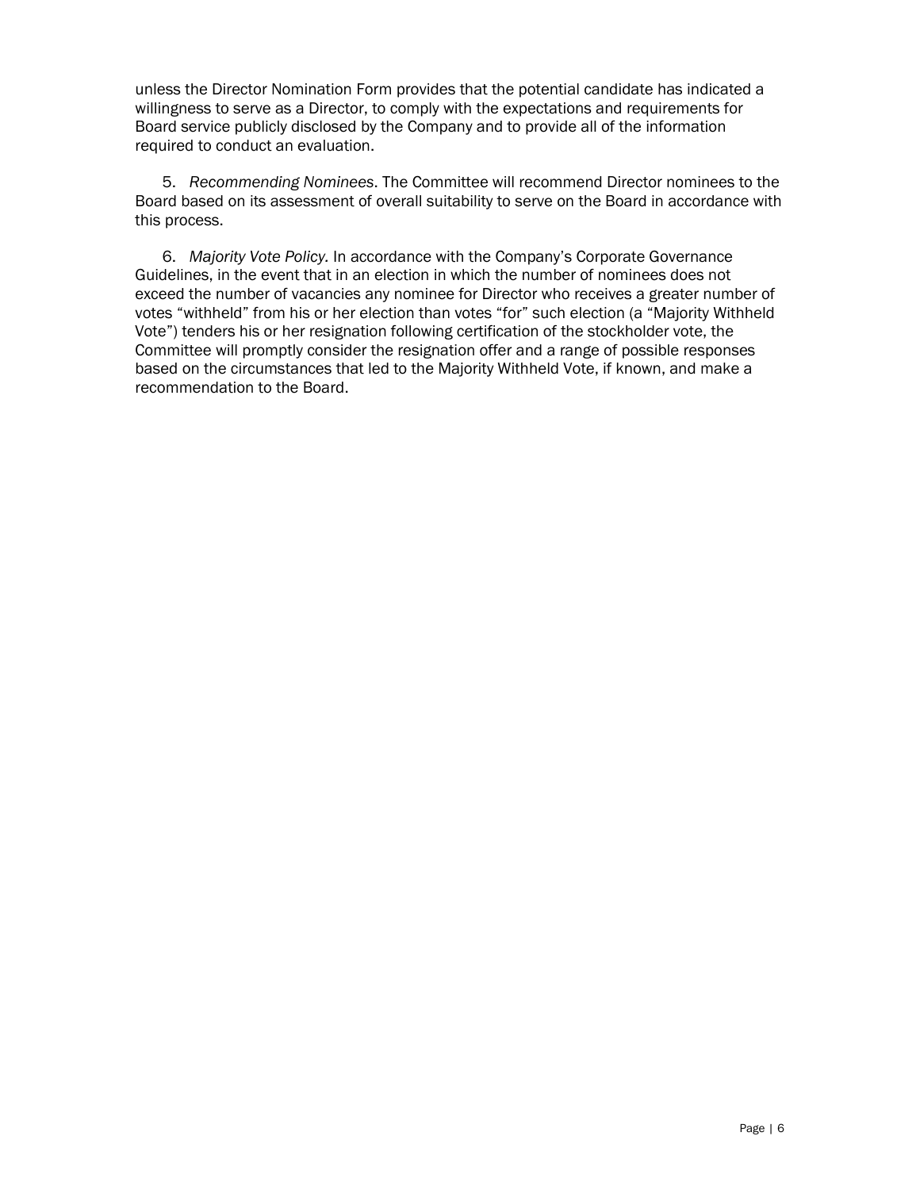unless the Director Nomination Form provides that the potential candidate has indicated a willingness to serve as a Director, to comply with the expectations and requirements for Board service publicly disclosed by the Company and to provide all of the information required to conduct an evaluation.

5. *Recommending Nominees*. The Committee will recommend Director nominees to the Board based on its assessment of overall suitability to serve on the Board in accordance with this process.

6. *Majority Vote Policy*. In accordance with the Company's Corporate Governance Guidelines, in the event that in an election in which the number of nominees does not exceed the number of vacancies any nominee for Director who receives a greater number of votes "withheld" from his or her election than votes "for" such election (a "Majority Withheld Vote") tenders his or her resignation following certification of the stockholder vote, the Committee will promptly consider the resignation offer and a range of possible responses based on the circumstances that led to the Majority Withheld Vote, if known, and make a recommendation to the Board.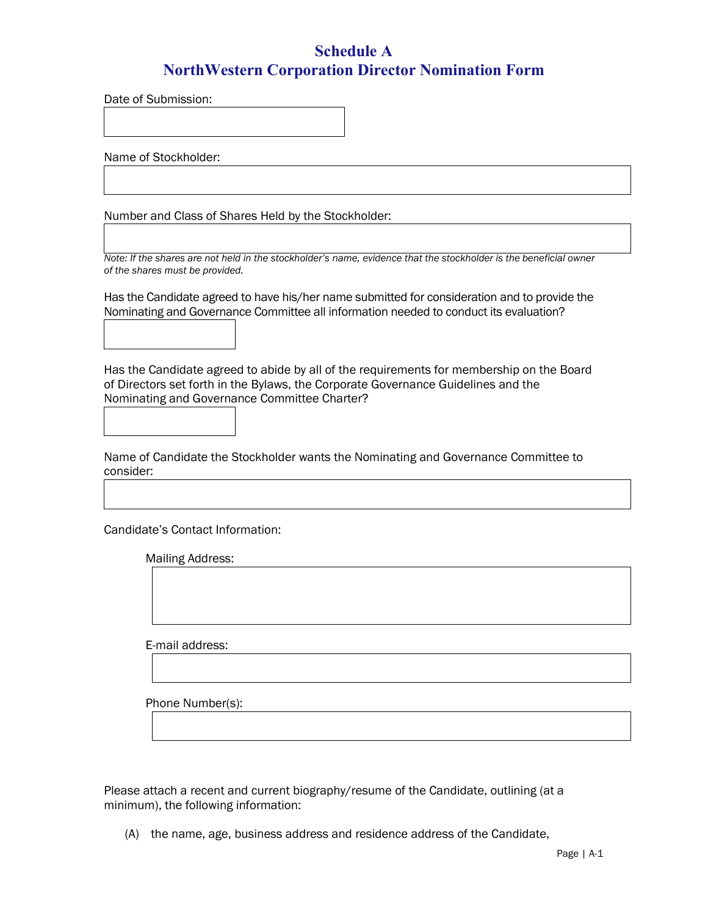# Schedule A
# NorthWestern Corporation Director Nomination Form

Date of Submission:

Name of Stockholder:

Number and Class of Shares Held by the Stockholder:

*Note: If the shares are not held in the stockholder's name, evidence that the stockholder is the beneficial owner of the shares must be provided.*

Has the Candidate agreed to have his/her name submitted for consideration and to provide the Nominating and Governance Committee all information needed to conduct its evaluation?

Has the Candidate agreed to abide by all of the requirements for membership on the Board of Directors set forth in the Bylaws, the Corporate Governance Guidelines and the Nominating and Governance Committee Charter?

Name of Candidate the Stockholder wants the Nominating and Governance Committee to consider:

Candidate's Contact Information:

Mailing Address:

E-mail address:

Phone Number(s):

Please attach a recent and current biography/resume of the Candidate, outlining (at a minimum), the following information:

(A) the name, age, business address and residence address of the Candidate,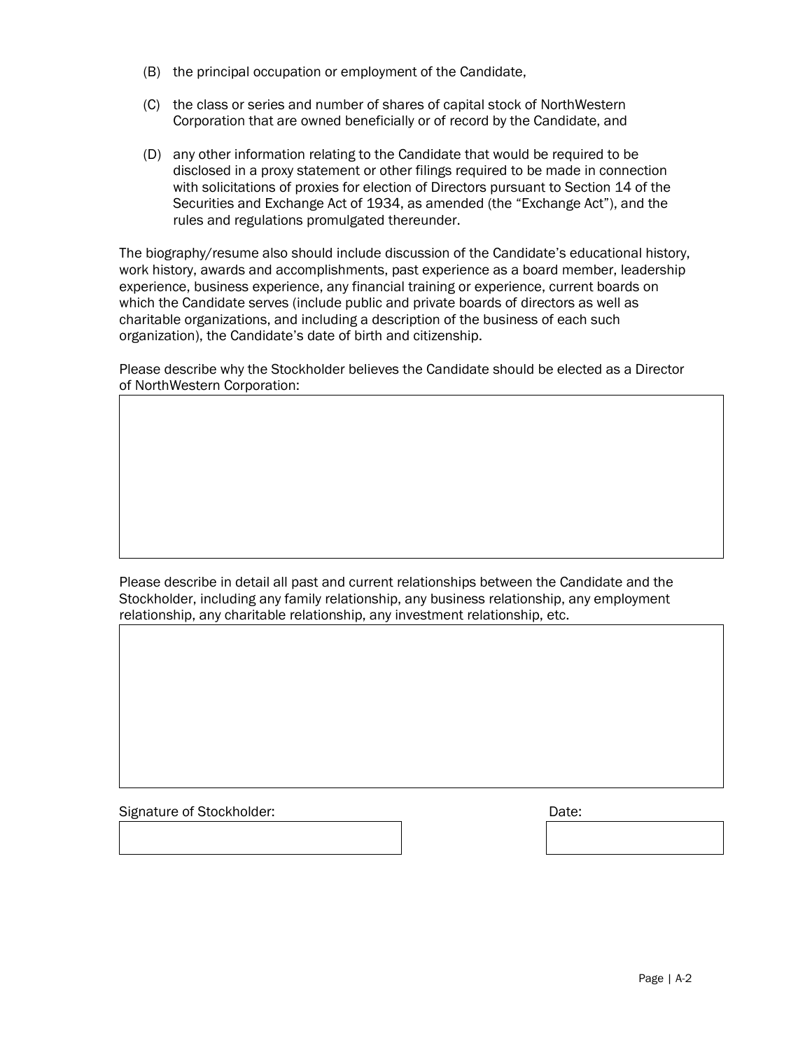(B) the principal occupation or employment of the Candidate,

(C) the class or series and number of shares of capital stock of NorthWestern Corporation that are owned beneficially or of record by the Candidate, and

(D) any other information relating to the Candidate that would be required to be disclosed in a proxy statement or other filings required to be made in connection with solicitations of proxies for election of Directors pursuant to Section 14 of the Securities and Exchange Act of 1934, as amended (the "Exchange Act"), and the rules and regulations promulgated thereunder.

The biography/resume also should include discussion of the Candidate's educational history, work history, awards and accomplishments, past experience as a board member, leadership experience, business experience, any financial training or experience, current boards on which the Candidate serves (include public and private boards of directors as well as charitable organizations, and including a description of the business of each such organization), the Candidate's date of birth and citizenship.

Please describe why the Stockholder believes the Candidate should be elected as a Director of NorthWestern Corporation:

| |
|---|
| |

Please describe in detail all past and current relationships between the Candidate and the Stockholder, including any family relationship, any business relationship, any employment relationship, any charitable relationship, any investment relationship, etc.

| |
|---|
| |

| Signature of Stockholder: | Date: |
|---|---|
| | |